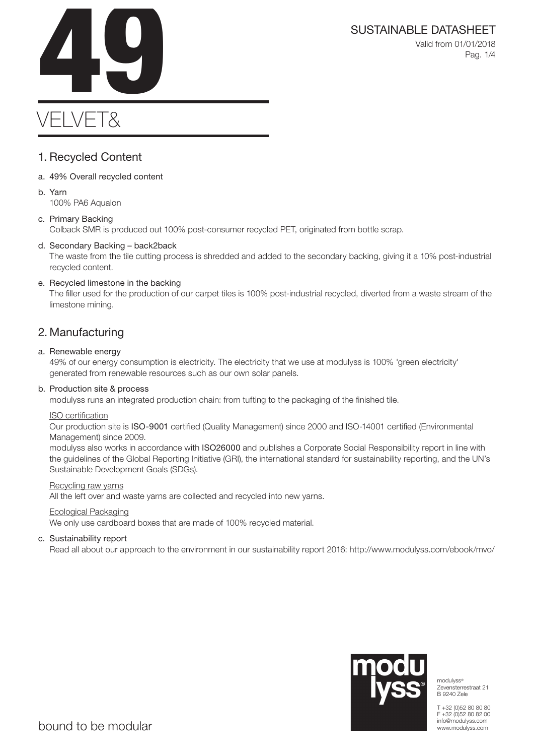# 49

# VELVET&

SUSTAINABLE DATASHEET

Valid from 01/01/2018

## 1. Recycled Content

a. 49% Overall recycled content

b. Yarn
100% PA6 Aqualon

c. Primary Backing
Colback SMR is produced out 100% post-consumer recycled PET, originated from bottle scrap.

d. Secondary Backing – back2back
The waste from the tile cutting process is shredded and added to the secondary backing, giving it a 10% post-industrial recycled content.

e. Recycled limestone in the backing
The filler used for the production of our carpet tiles is 100% post-industrial recycled, diverted from a waste stream of the limestone mining.

## 2. Manufacturing

a. Renewable energy
49% of our energy consumption is electricity. The electricity that we use at modulyss is 100% 'green electricity' generated from renewable resources such as our own solar panels.

b. Production site & process
modulyss runs an integrated production chain: from tufting to the packaging of the finished tile.

ISO certification
Our production site is **ISO-9001** certified (Quality Management) since 2000 and ISO-14001 certified (Environmental Management) since 2009.
modulyss also works in accordance with **ISO26000** and publishes a Corporate Social Responsibility report in line with the guidelines of the Global Reporting Initiative (GRI), the international standard for sustainability reporting, and the UN's Sustainable Development Goals (SDGs).

Recycling raw yarns
All the left over and waste yarns are collected and recycled into new yarns.

Ecological Packaging
We only use cardboard boxes that are made of 100% recycled material.

c. Sustainability report
Read all about our approach to the environment in our sustainability report 2016: http://www.modulyss.com/ebook/mvo/

modulyss®
Zevensterrestraat 21
B 9240 Zele

T +32 (0)52 80 80 80
F +32 (0)52 80 82 00
info@modulyss.com
www.modulyss.com

bound to be modular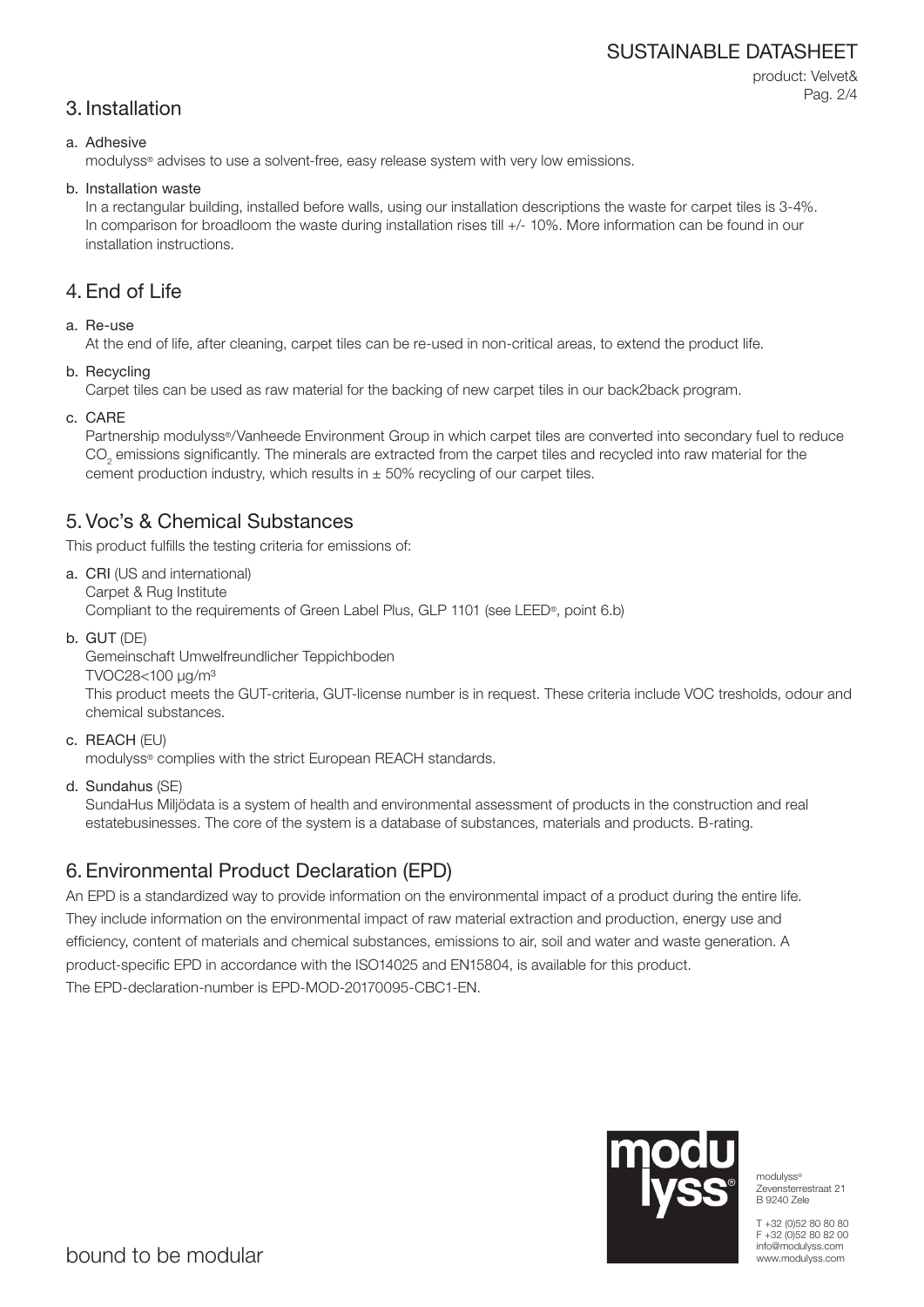## 3. Installation

a. Adhesive

modulyss® advises to use a solvent-free, easy release system with very low emissions.

b. Installation waste

In a rectangular building, installed before walls, using our installation descriptions the waste for carpet tiles is 3-4%. In comparison for broadloom the waste during installation rises till +/- 10%. More information can be found in our installation instructions.

## 4. End of Life

a. Re-use

At the end of life, after cleaning, carpet tiles can be re-used in non-critical areas, to extend the product life.

b. Recycling

Carpet tiles can be used as raw material for the backing of new carpet tiles in our back2back program.

c. CARE

Partnership modulyss®/Vanheede Environment Group in which carpet tiles are converted into secondary fuel to reduce $CO_2$ emissions significantly. The minerals are extracted from the carpet tiles and recycled into raw material for the cement production industry, which results in ± 50% recycling of our carpet tiles.

## 5. Voc's & Chemical Substances

This product fulfills the testing criteria for emissions of:

a. CRI (US and international)
Carpet & Rug Institute
Compliant to the requirements of Green Label Plus, GLP 1101 (see LEED®, point 6.b)

b. GUT (DE)
Gemeinschaft Umwelfreundlicher Teppichboden
TVOC28<100 µg/m³
This product meets the GUT-criteria, GUT-license number is in request. These criteria include VOC tresholds, odour and chemical substances.

c. REACH (EU)
modulyss® complies with the strict European REACH standards.

d. Sundahus (SE)
SundaHus Miljödata is a system of health and environmental assessment of products in the construction and real estatebusinesses. The core of the system is a database of substances, materials and products. B-rating.

## 6. Environmental Product Declaration (EPD)

An EPD is a standardized way to provide information on the environmental impact of a product during the entire life. They include information on the environmental impact of raw material extraction and production, energy use and efficiency, content of materials and chemical substances, emissions to air, soil and water and waste generation. A product-specific EPD in accordance with the ISO14025 and EN15804, is available for this product.
The EPD-declaration-number is EPD-MOD-20170095-CBC1-EN.

modulyss®
Zevensterrestraat 21
B 9240 Zele

T +32 (0)52 80 80 80
F +32 (0)52 80 82 00
info@modulyss.com
www.modulyss.com

bound to be modular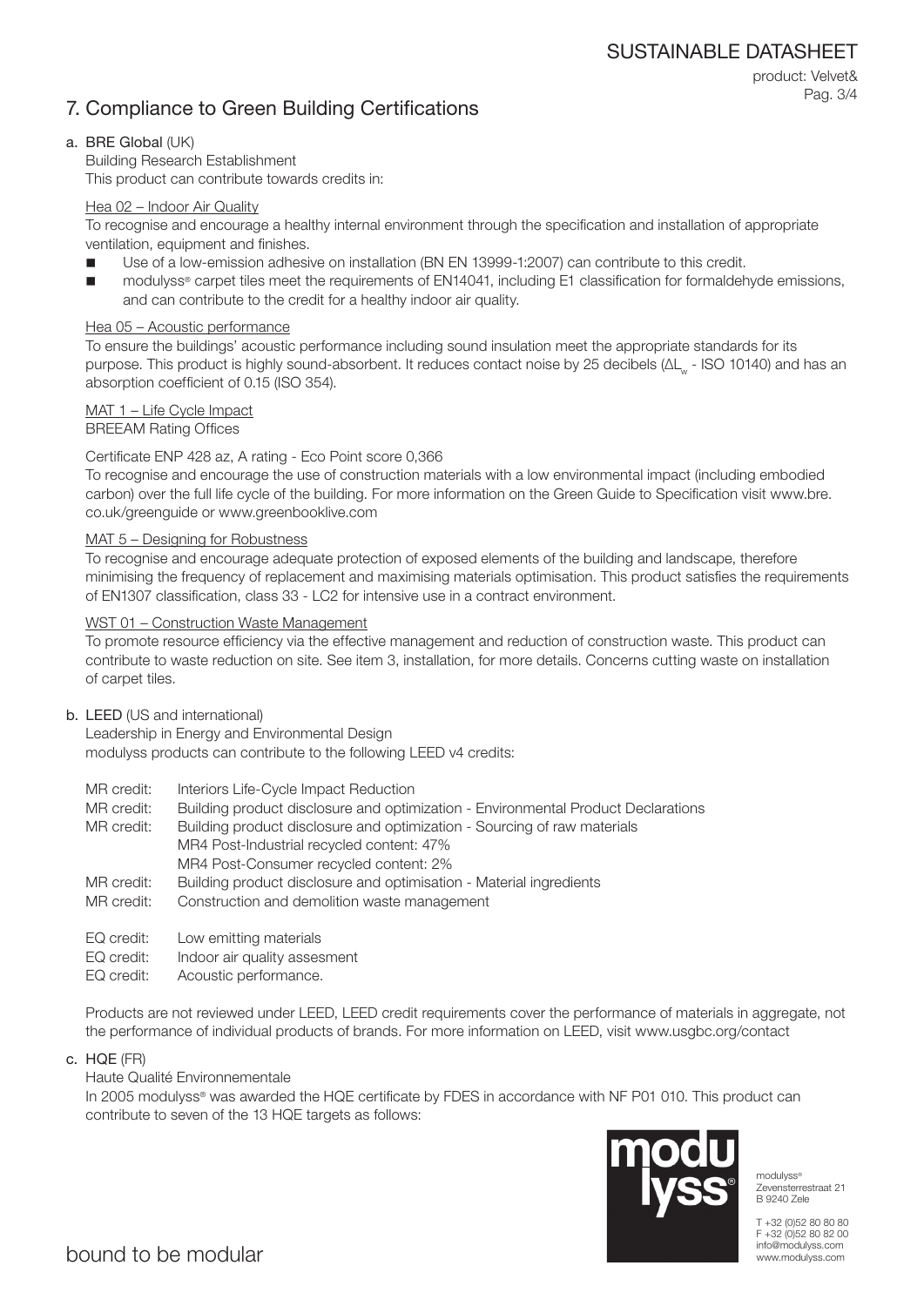# 7. Compliance to Green Building Certifications

**a. BRE Global** (UK)

Building Research Establishment

This product can contribute towards credits in:

Hea 02 – Indoor Air Quality

To recognise and encourage a healthy internal environment through the specification and installation of appropriate ventilation, equipment and finishes.

- Use of a low-emission adhesive on installation (BN EN 13999-1:2007) can contribute to this credit.
- modulyss® carpet tiles meet the requirements of EN14041, including E1 classification for formaldehyde emissions, and can contribute to the credit for a healthy indoor air quality.

Hea 05 – Acoustic performance

To ensure the buildings' acoustic performance including sound insulation meet the appropriate standards for its purpose. This product is highly sound-absorbent. It reduces contact noise by 25 decibels ($\Delta L_w$ - ISO 10140) and has an absorption coefficient of 0.15 (ISO 354).

MAT 1 – Life Cycle Impact

BREEAM Rating Offices

Certificate ENP 428 az, A rating - Eco Point score 0,366

To recognise and encourage the use of construction materials with a low environmental impact (including embodied carbon) over the full life cycle of the building. For more information on the Green Guide to Specification visit www.bre.co.uk/greenguide or www.greenbooklive.com

MAT 5 – Designing for Robustness

To recognise and encourage adequate protection of exposed elements of the building and landscape, therefore minimising the frequency of replacement and maximising materials optimisation. This product satisfies the requirements of EN1307 classification, class 33 - LC2 for intensive use in a contract environment.

WST 01 – Construction Waste Management

To promote resource efficiency via the effective management and reduction of construction waste. This product can contribute to waste reduction on site. See item 3, installation, for more details. Concerns cutting waste on installation of carpet tiles.

**b. LEED** (US and international)

Leadership in Energy and Environmental Design

modulyss products can contribute to the following LEED v4 credits:

MR credit: Interiors Life-Cycle Impact Reduction
MR credit: Building product disclosure and optimization - Environmental Product Declarations
MR credit: Building product disclosure and optimization - Sourcing of raw materials
MR4 Post-Industrial recycled content: 47%
MR4 Post-Consumer recycled content: 2%
MR credit: Building product disclosure and optimisation - Material ingredients
MR credit: Construction and demolition waste management

EQ credit: Low emitting materials
EQ credit: Indoor air quality assesment
EQ credit: Acoustic performance.

Products are not reviewed under LEED, LEED credit requirements cover the performance of materials in aggregate, not the performance of individual products of brands. For more information on LEED, visit www.usgbc.org/contact

**c. HQE** (FR)

Haute Qualité Environnementale

In 2005 modulyss® was awarded the HQE certificate by FDES in accordance with NF P01 010. This product can contribute to seven of the 13 HQE targets as follows: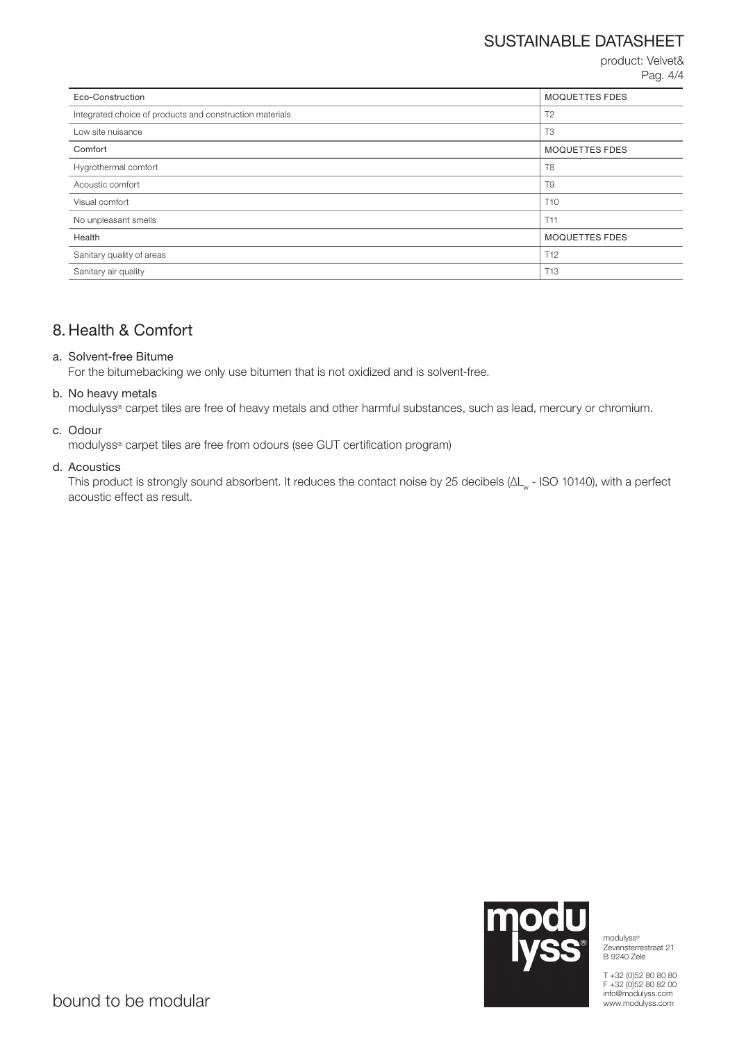| Eco-Construction | MOQUETTES FDES |
| --- | --- |
| Integrated choice of products and construction materials | T2 |
| Low site nuisance | T3 |
| **Comfort** | **MOQUETTES FDES** |
| Hygrothermal comfort | T8 |
| Acoustic comfort | T9 |
| Visual comfort | T10 |
| No unpleasant smells | T11 |
| **Health** | **MOQUETTES FDES** |
| Sanitary quality of areas | T12 |
| Sanitary air quality | T13 |

## 8. Health & Comfort

a. Solvent-free Bitume

For the bitumebacking we only use bitumen that is not oxidized and is solvent-free.

b. No heavy metals

modulyss® carpet tiles are free of heavy metals and other harmful substances, such as lead, mercury or chromium.

c. Odour

modulyss® carpet tiles are free from odours (see GUT certification program)

d. Acoustics

This product is strongly sound absorbent. It reduces the contact noise by 25 decibels ($\Delta L_w$ - ISO 10140), with a perfect acoustic effect as result.

modulyss®
Zevensterrestraat 21
B 9240 Zele

T +32 (0)52 80 80 80
F +32 (0)52 80 82 00
info@modulyss.com
www.modulyss.com

bound to be modular